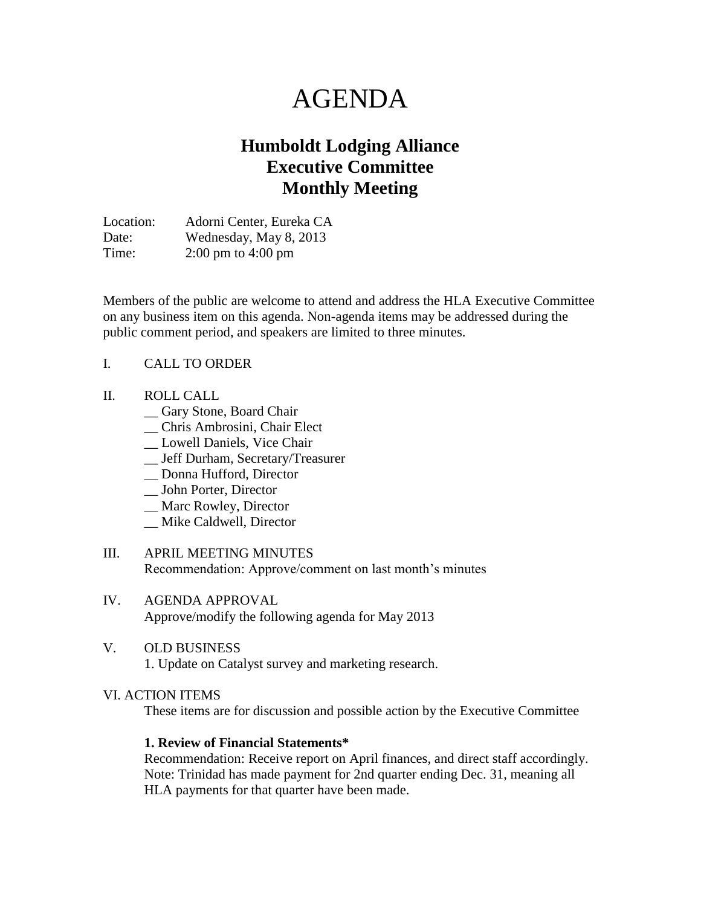# AGENDA

## Humboldt Lodging Alliance
## Executive Committee
## Monthly Meeting

Location: Adorni Center, Eureka CA
Date: Wednesday, May 8, 2013
Time: 2:00 pm to 4:00 pm

Members of the public are welcome to attend and address the HLA Executive Committee on any business item on this agenda. Non-agenda items may be addressed during the public comment period, and speakers are limited to three minutes.

I. CALL TO ORDER

II. ROLL CALL

__ Gary Stone, Board Chair
__ Chris Ambrosini, Chair Elect
__ Lowell Daniels, Vice Chair
__ Jeff Durham, Secretary/Treasurer
__ Donna Hufford, Director
__ John Porter, Director
__ Marc Rowley, Director
__ Mike Caldwell, Director

III. APRIL MEETING MINUTES

Recommendation: Approve/comment on last month's minutes

IV. AGENDA APPROVAL

Approve/modify the following agenda for May 2013

V. OLD BUSINESS

1. Update on Catalyst survey and marketing research.

VI. ACTION ITEMS

These items are for discussion and possible action by the Executive Committee

**1. Review of Financial Statements***

Recommendation: Receive report on April finances, and direct staff accordingly. Note: Trinidad has made payment for 2nd quarter ending Dec. 31, meaning all HLA payments for that quarter have been made.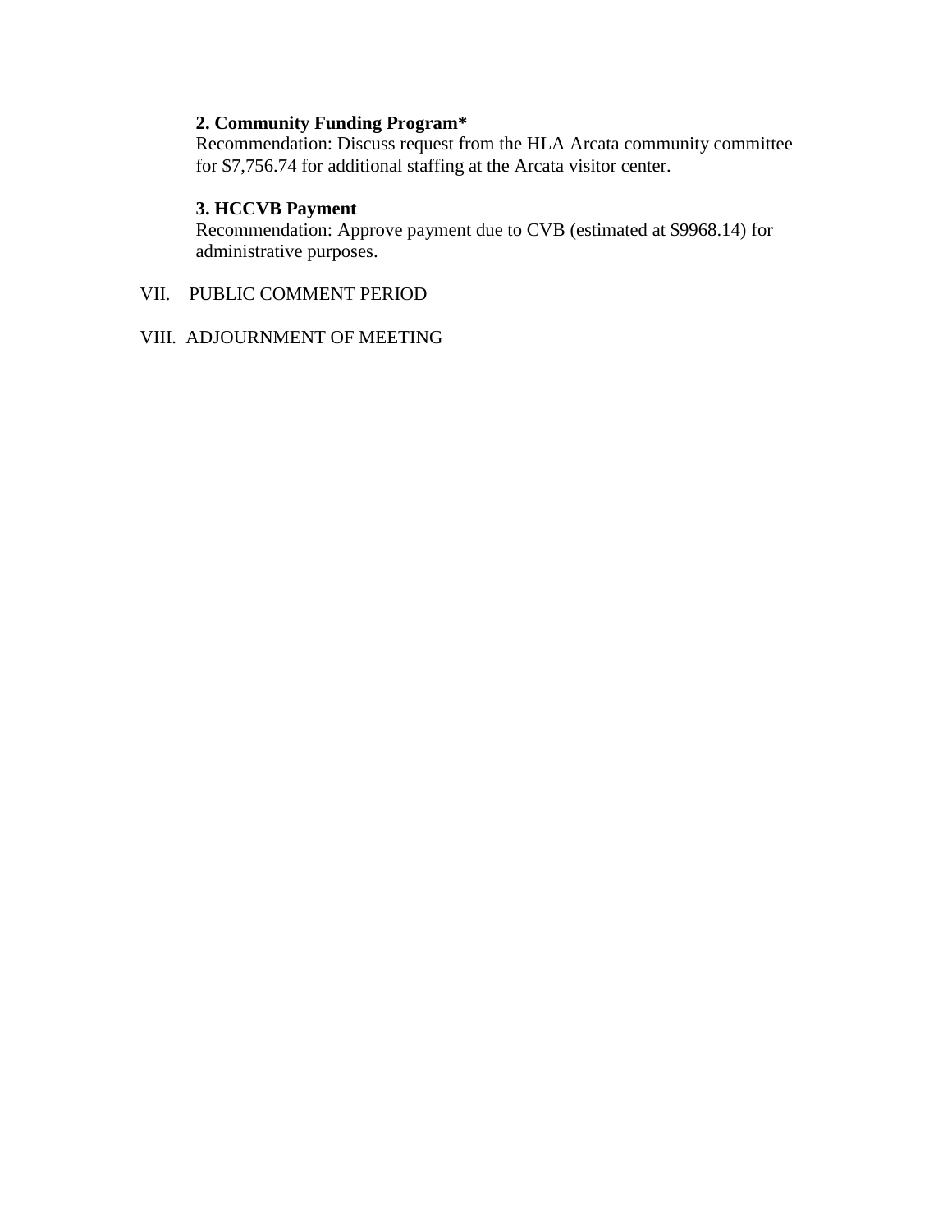**2. Community Funding Program***

Recommendation: Discuss request from the HLA Arcata community committee for $7,756.74 for additional staffing at the Arcata visitor center.

**3. HCCVB Payment**

Recommendation: Approve payment due to CVB (estimated at $9968.14) for administrative purposes.

VII. PUBLIC COMMENT PERIOD

VIII. ADJOURNMENT OF MEETING